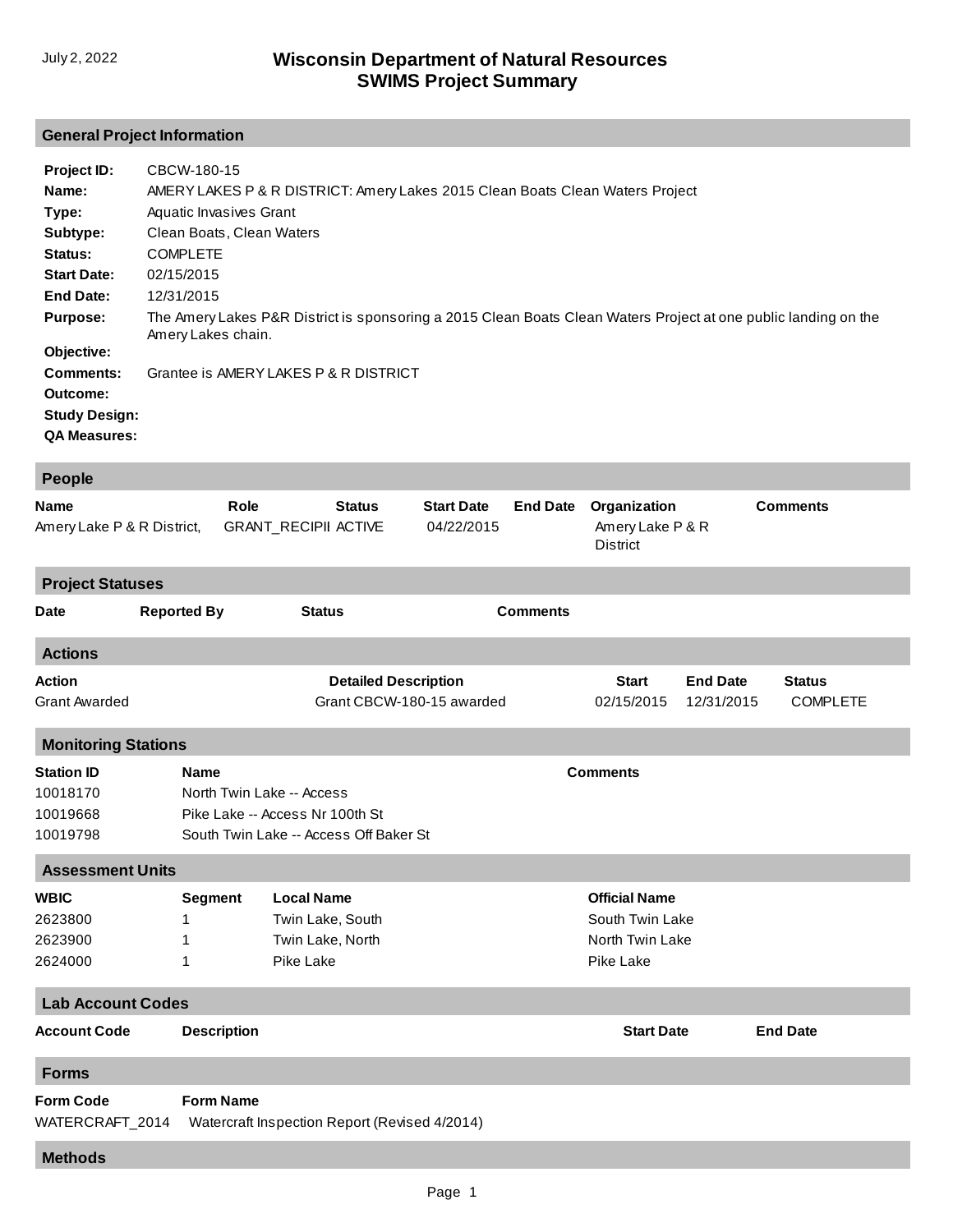July 2, 2022

# Wisconsin Department of Natural Resources
# SWIMS Project Summary

## General Project Information

**Project ID:** CBCW-180-15

**Name:** AMERY LAKES P & R DISTRICT: Amery Lakes 2015 Clean Boats Clean Waters Project

**Type:** Aquatic Invasives Grant

**Subtype:** Clean Boats, Clean Waters

**Status:** COMPLETE

**Start Date:** 02/15/2015

**End Date:** 12/31/2015

**Purpose:** The Amery Lakes P&R District is sponsoring a 2015 Clean Boats Clean Waters Project at one public landing on the Amery Lakes chain.

**Objective:**

**Comments:** Grantee is AMERY LAKES P & R DISTRICT

**Outcome:**

**Study Design:**

**QA Measures:**

## People

| Name | Role | Status | Start Date | End Date | Organization | Comments |
|---|---|---|---|---|---|---|
| Amery Lake P & R District, | GRANT_RECIPII | ACTIVE | 04/22/2015 | | Amery Lake P & R District | |

## Project Statuses

| Date | Reported By | Status | Comments |
|---|---|---|---|

## Actions

| Action | Detailed Description | Start | End Date | Status |
|---|---|---|---|---|
| Grant Awarded | Grant CBCW-180-15 awarded | 02/15/2015 | 12/31/2015 | COMPLETE |

## Monitoring Stations

| Station ID | Name | Comments |
|---|---|---|
| 10018170 | North Twin Lake -- Access | |
| 10019668 | Pike Lake -- Access Nr 100th St | |
| 10019798 | South Twin Lake -- Access Off Baker St | |

## Assessment Units

| WBIC | Segment | Local Name | Official Name |
|---|---|---|---|
| 2623800 | 1 | Twin Lake, South | South Twin Lake |
| 2623900 | 1 | Twin Lake, North | North Twin Lake |
| 2624000 | 1 | Pike Lake | Pike Lake |

## Lab Account Codes

| Account Code | Description | Start Date | End Date |
|---|---|---|---|

## Forms

| Form Code | Form Name |
|---|---|
| WATERCRAFT_2014 | Watercraft Inspection Report (Revised 4/2014) |

## Methods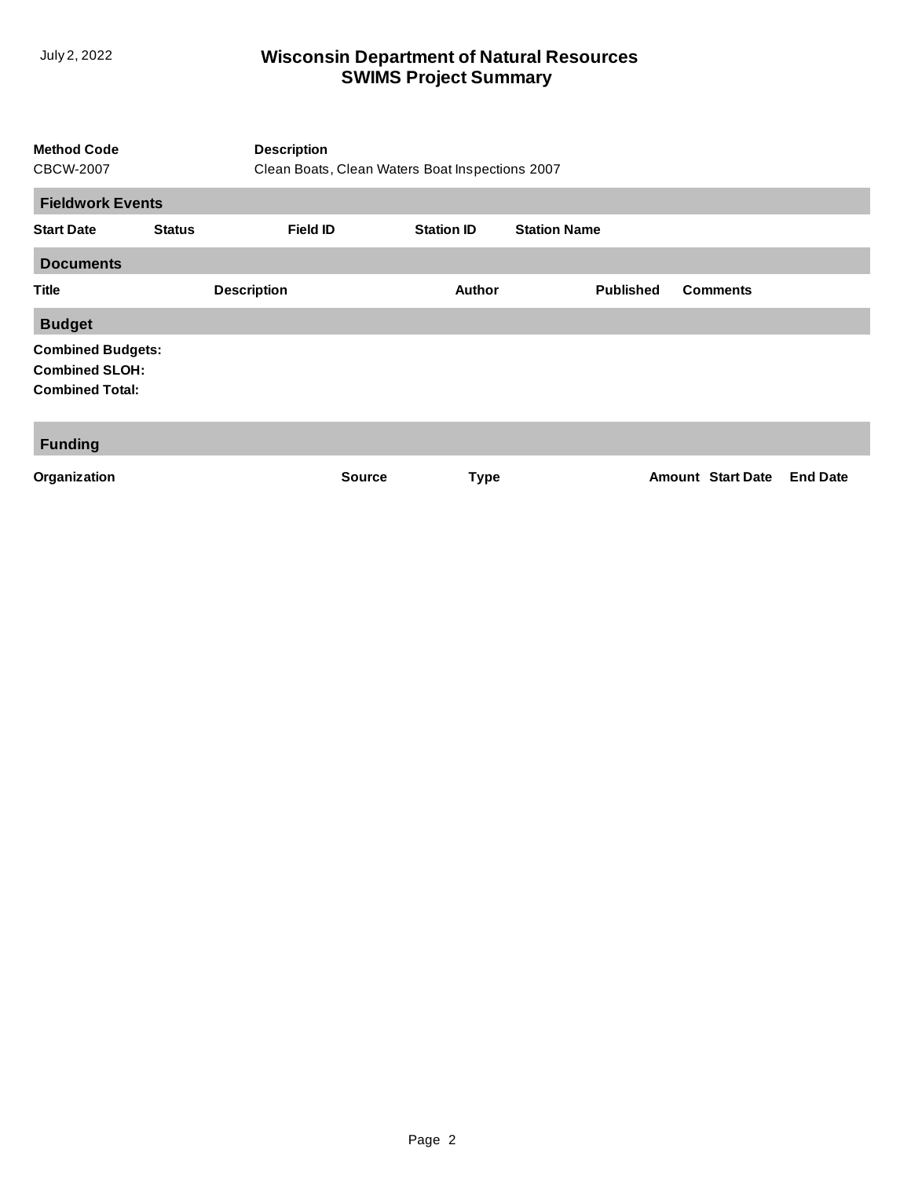| Method Code | Description |
| --- | --- |
| CBCW-2007 | Clean Boats, Clean Waters Boat Inspections 2007 |

## Fieldwork Events

| Start Date | Status | Field ID | Station ID | Station Name |
| --- | --- | --- | --- | --- |

## Documents

| Title | Description | Author | Published | Comments |
| --- | --- | --- | --- | --- |

## Budget

**Combined Budgets:**

**Combined SLOH:**

**Combined Total:**

## Funding

| Organization | Source | Type | Amount | Start Date | End Date |
| --- | --- | --- | --- | --- | --- |